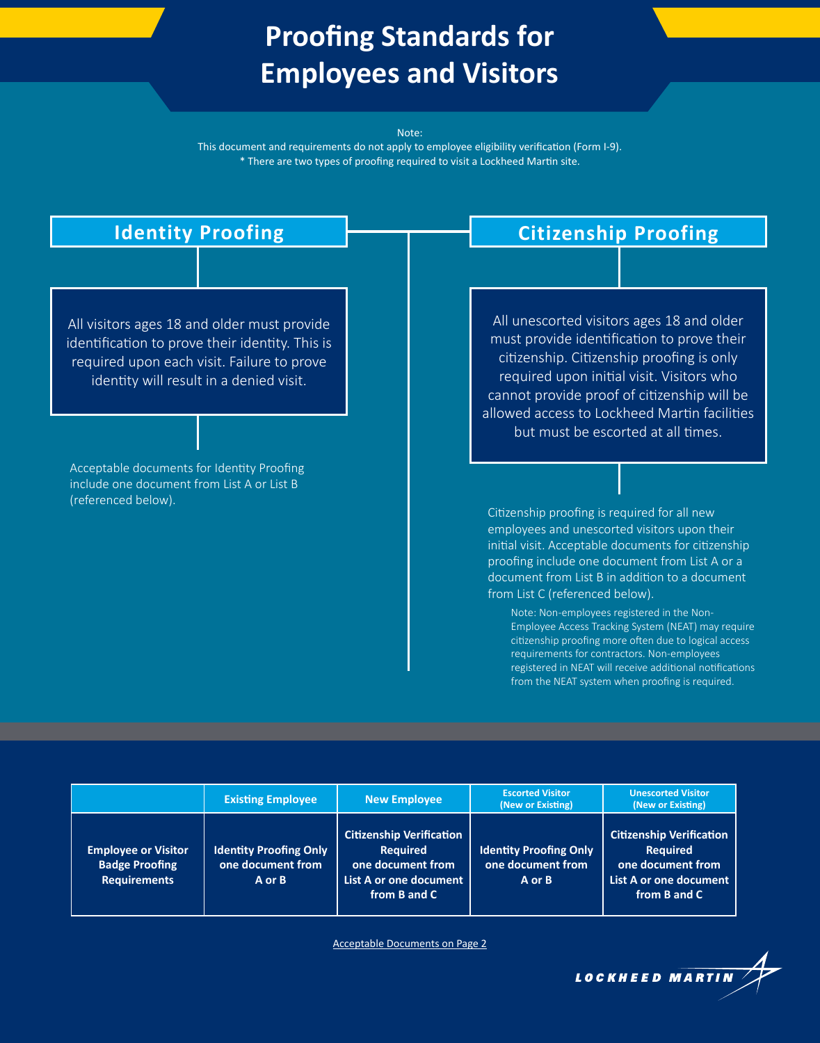# Proofing Standards for Employees and Visitors

Note:
This document and requirements do not apply to employee eligibility verification (Form I-9).
* There are two types of proofing required to visit a Lockheed Martin site.

## Identity Proofing

All visitors ages 18 and older must provide identification to prove their identity. This is required upon each visit. Failure to prove identity will result in a denied visit.

Acceptable documents for Identity Proofing include one document from List A or List B (referenced below).

## Citizenship Proofing

All unescorted visitors ages 18 and older must provide identification to prove their citizenship. Citizenship proofing is only required upon initial visit. Visitors who cannot provide proof of citizenship will be allowed access to Lockheed Martin facilities but must be escorted at all times.

Citizenship proofing is required for all new employees and unescorted visitors upon their initial visit. Acceptable documents for citizenship proofing include one document from List A or a document from List B in addition to a document from List C (referenced below).

Note: Non-employees registered in the Non-Employee Access Tracking System (NEAT) may require citizenship proofing more often due to logical access requirements for contractors. Non-employees registered in NEAT will receive additional notifications from the NEAT system when proofing is required.

| | Existing Employee | New Employee | Escorted Visitor (New or Existing) | Unescorted Visitor (New or Existing) |
|---|---|---|---|---|
| **Employee or Visitor Badge Proofing Requirements** | **Identity Proofing Only** one document from A or B | **Citizenship Verification Required** one document from List A or one document from B and C | **Identity Proofing Only** one document from A or B | **Citizenship Verification Required** one document from List A or one document from B and C |

Acceptable Documents on Page 2

LOCKHEED MARTIN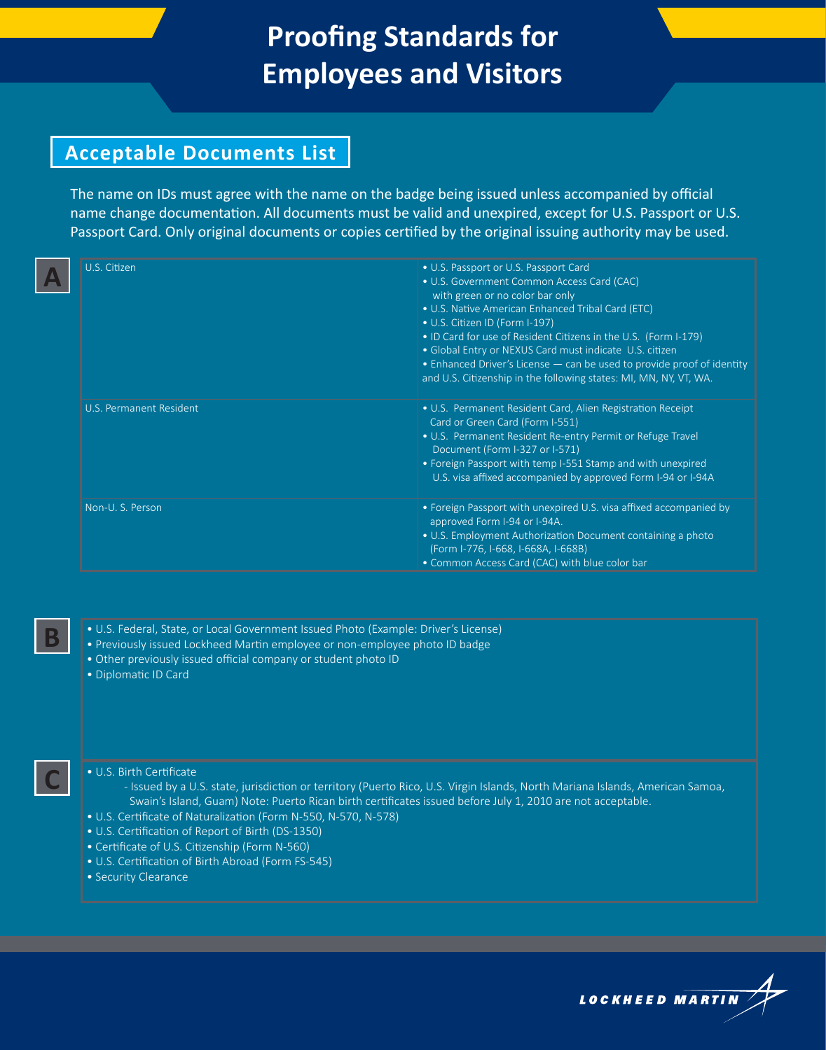# Proofing Standards for Employees and Visitors

## Acceptable Documents List

The name on IDs must agree with the name on the badge being issued unless accompanied by official name change documentation. All documents must be valid and unexpired, except for U.S. Passport or U.S. Passport Card. Only original documents or copies certified by the original issuing authority may be used.

### A

| | |
|---|---|
| U.S. Citizen | • U.S. Passport or U.S. Passport Card<br>• U.S. Government Common Access Card (CAC) with green or no color bar only<br>• U.S. Native American Enhanced Tribal Card (ETC)<br>• U.S. Citizen ID (Form I-197)<br>• ID Card for use of Resident Citizens in the U.S. (Form I-179)<br>• Global Entry or NEXUS Card must indicate U.S. citizen<br>• Enhanced Driver's License — can be used to provide proof of identity and U.S. Citizenship in the following states: MI, MN, NY, VT, WA. |
| U.S. Permanent Resident | • U.S. Permanent Resident Card, Alien Registration Receipt Card or Green Card (Form I-551)<br>• U.S. Permanent Resident Re-entry Permit or Refuge Travel Document (Form I-327 or I-571)<br>• Foreign Passport with temp I-551 Stamp and with unexpired U.S. visa affixed accompanied by approved Form I-94 or I-94A |
| Non-U. S. Person | • Foreign Passport with unexpired U.S. visa affixed accompanied by approved Form I-94 or I-94A.<br>• U.S. Employment Authorization Document containing a photo (Form I-776, I-668, I-668A, I-668B)<br>• Common Access Card (CAC) with blue color bar |

### B

- U.S. Federal, State, or Local Government Issued Photo (Example: Driver's License)
- Previously issued Lockheed Martin employee or non-employee photo ID badge
- Other previously issued official company or student photo ID
- Diplomatic ID Card

### C

- U.S. Birth Certificate
  - Issued by a U.S. state, jurisdiction or territory (Puerto Rico, U.S. Virgin Islands, North Mariana Islands, American Samoa, Swain's Island, Guam) Note: Puerto Rican birth certificates issued before July 1, 2010 are not acceptable.
- U.S. Certificate of Naturalization (Form N-550, N-570, N-578)
- U.S. Certification of Report of Birth (DS-1350)
- Certificate of U.S. Citizenship (Form N-560)
- U.S. Certification of Birth Abroad (Form FS-545)
- Security Clearance

LOCKHEED MARTIN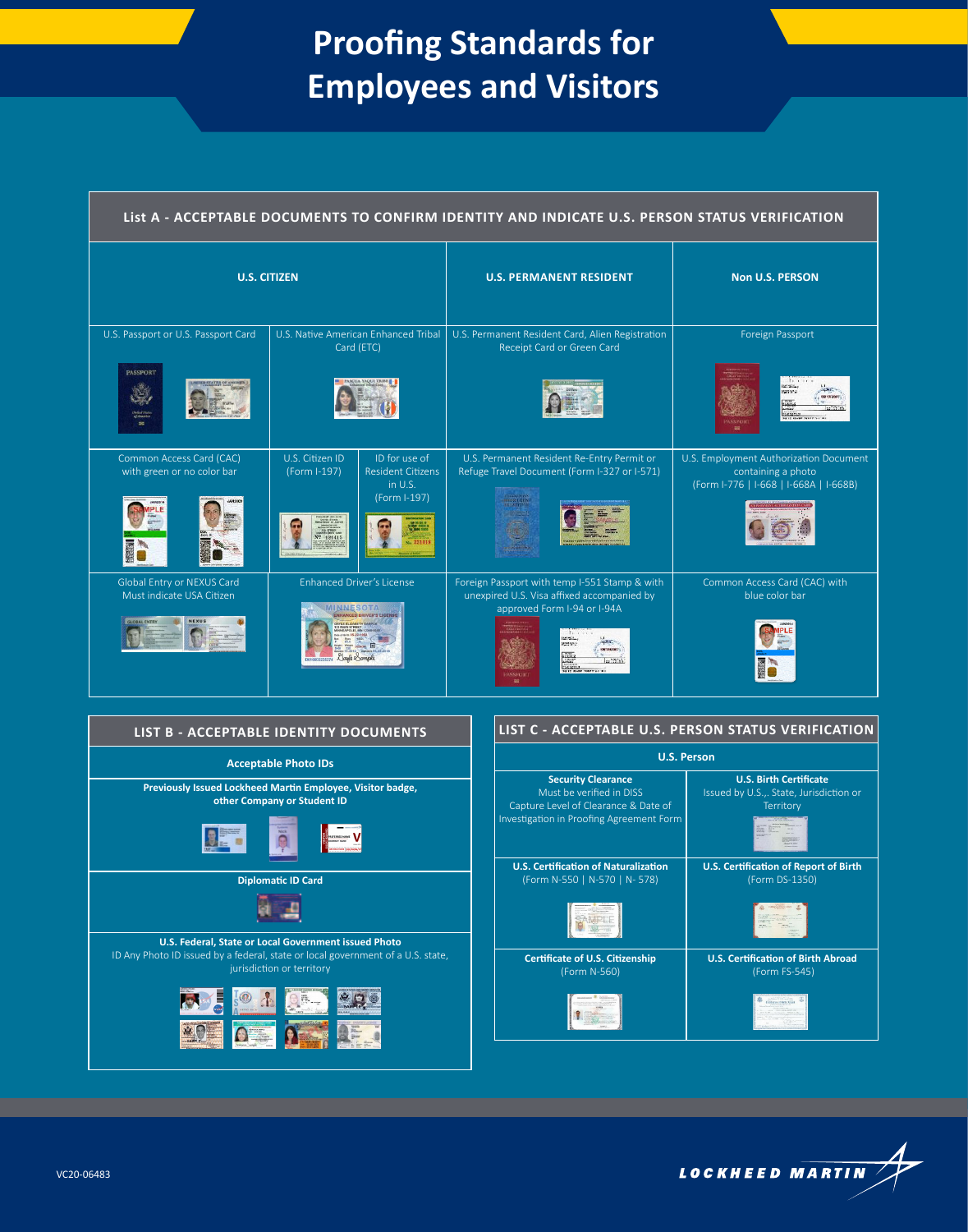# Proofing Standards for Employees and Visitors

## List A - ACCEPTABLE DOCUMENTS TO CONFIRM IDENTITY AND INDICATE U.S. PERSON STATUS VERIFICATION

| U.S. CITIZEN | | | U.S. PERMANENT RESIDENT | Non U.S. PERSON |
|---|---|---|---|---|
| U.S. Passport or U.S. Passport Card | U.S. Native American Enhanced Tribal Card (ETC) | | U.S. Permanent Resident Card, Alien Registration Receipt Card or Green Card | Foreign Passport |
| Common Access Card (CAC) with green or no color bar | U.S. Citizen ID (Form I-197) | ID for use of Resident Citizens in U.S. (Form I-197) | U.S. Permanent Resident Re-Entry Permit or Refuge Travel Document (Form I-327 or I-571) | U.S. Employment Authorization Document containing a photo (Form I-776 \| I-668 \| I-668A \| I-668B) |
| Global Entry or NEXUS Card Must indicate USA Citizen | Enhanced Driver's License | | Foreign Passport with temp I-551 Stamp & with unexpired U.S. Visa affixed accompanied by approved Form I-94 or I-94A | Common Access Card (CAC) with blue color bar |

## LIST B - ACCEPTABLE IDENTITY DOCUMENTS

**Acceptable Photo IDs**

**Previously Issued Lockheed Martin Employee, Visitor badge, other Company or Student ID**

**Diplomatic ID Card**

**U.S. Federal, State or Local Government issued Photo**
ID Any Photo ID issued by a federal, state or local government of a U.S. state, jurisdiction or territory

## LIST C - ACCEPTABLE U.S. PERSON STATUS VERIFICATION

| U.S. Person | |
|---|---|
| **Security Clearance** Must be verified in DISS Capture Level of Clearance & Date of Investigation in Proofing Agreement Form | **U.S. Birth Certificate** Issued by U.S.,. State, Jurisdiction or Territory |
| **U.S. Certification of Naturalization** (Form N-550 \| N-570 \| N- 578) | **U.S. Certification of Report of Birth** (Form DS-1350) |
| **Certificate of U.S. Citizenship** (Form N-560) | **U.S. Certification of Birth Abroad** (Form FS-545) |

VC20-06483

LOCKHEED MARTIN